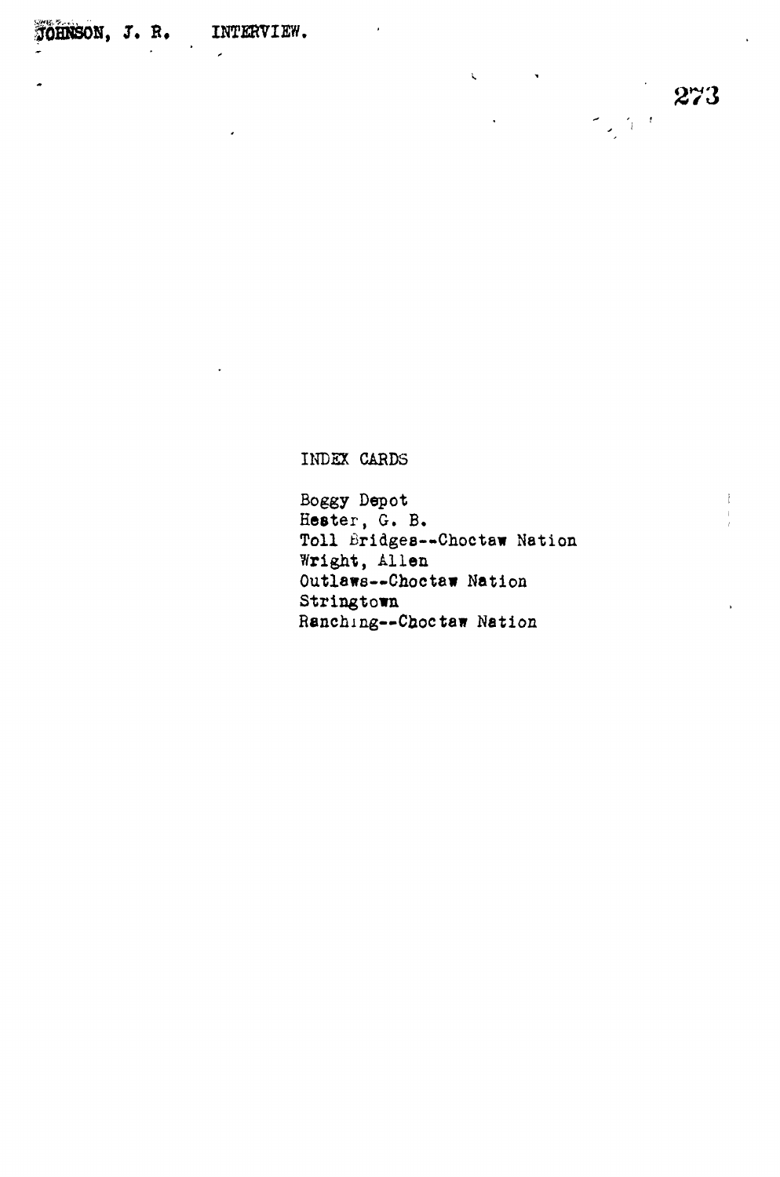JOHNSON, J. R. INTERVIEW.

INDEX CARDS

Boggy Depot
Hester, G. B.
Toll Bridges--Choctaw Nation
Wright, Allen
Outlaws--Choctaw Nation
Stringtown
Ranching--Choctaw Nation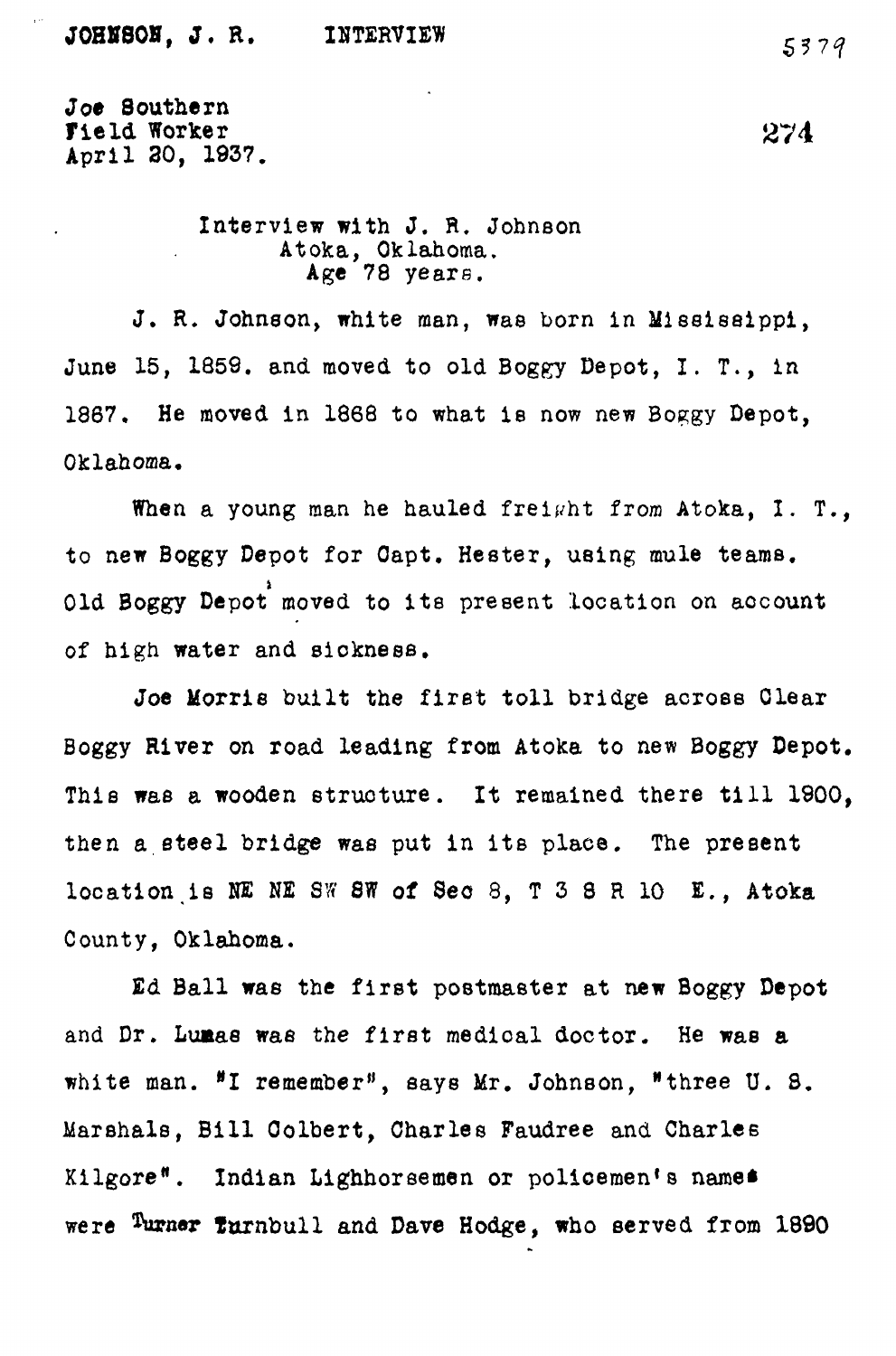JOHNSON, J. R. INTERVIEW

Joe Southern
Field Worker
April 20, 1937.

Interview with J. R. Johnson
Atoka, Oklahoma.
Age 78 years.

J. R. Johnson, white man, was born in Mississippi, June 15, 1859. and moved to old Boggy Depot, I. T., in 1867. He moved in 1868 to what is now new Boggy Depot, Oklahoma.

When a young man he hauled freight from Atoka, I. T., to new Boggy Depot for Capt. Hester, using mule teams. Old Boggy Depot moved to its present location on account of high water and sickness.

Joe Morris built the first toll bridge across Clear Boggy River on road leading from Atoka to new Boggy Depot. This was a wooden structure. It remained there till 1900, then a steel bridge was put in its place. The present location is NE NE SW SW of Sec 8, T 3 S R 10 E., Atoka County, Oklahoma.

Ed Ball was the first postmaster at new Boggy Depot and Dr. Lumas was the first medical doctor. He was a white man. "I remember", says Mr. Johnson, "three U. S. Marshals, Bill Colbert, Charles Faudree and Charles Kilgore". Indian Lighhorsemen or policemen's names were Turner Turnbull and Dave Hodge, who served from 1890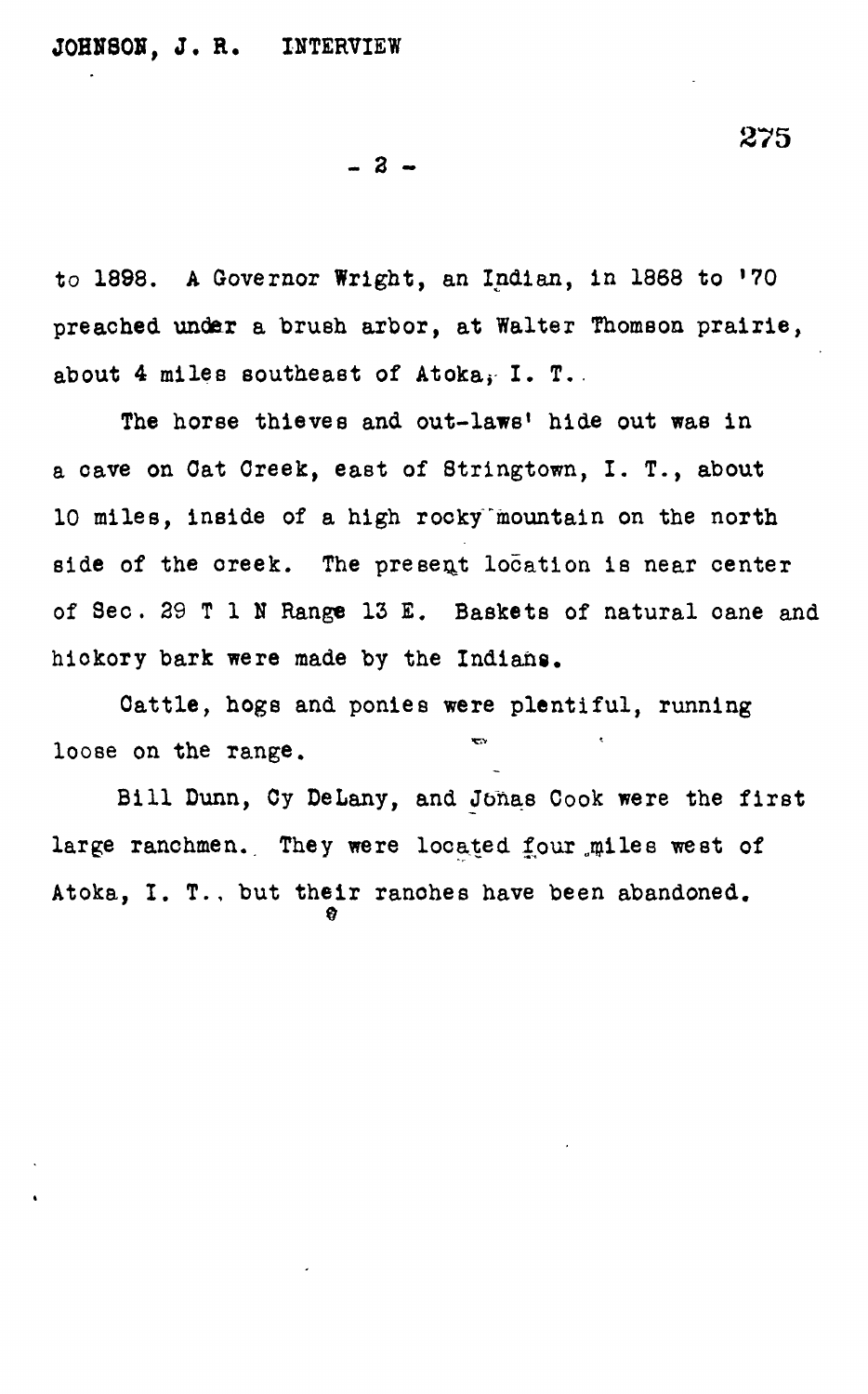to 1898. A Governor Wright, an Indian, in 1868 to '70 preached under a brush arbor, at Walter Thomson prairie, about 4 miles southeast of Atoka, I. T.

The horse thieves and out-laws' hide out was in a cave on Cat Creek, east of Stringtown, I. T., about 10 miles, inside of a high rocky mountain on the north side of the creek. The present location is near center of Sec. 29 T 1 N Range 13 E. Baskets of natural cane and hickory bark were made by the Indians.

Cattle, hogs and ponies were plentiful, running loose on the range.

Bill Dunn, Cy DeLany, and Jonas Cook were the first large ranchmen. They were located four miles west of Atoka, I. T., but their ranches have been abandoned.